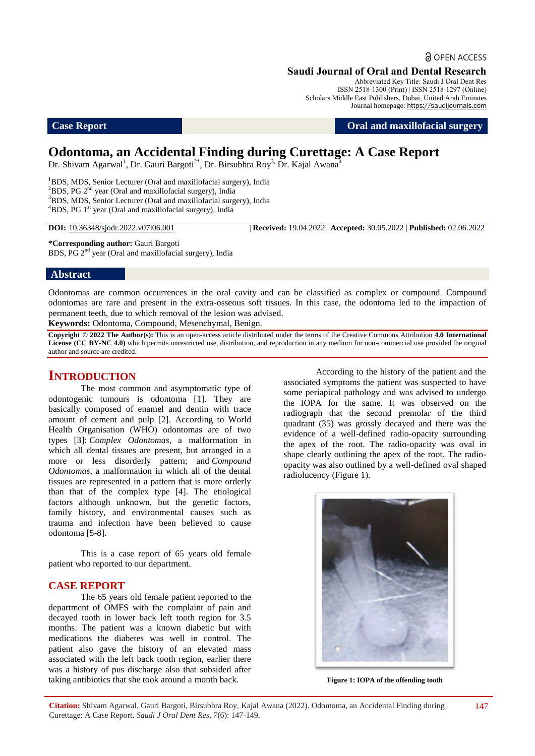Case Report | Oral and maxillofacial surgery

# Odontoma, an Accidental Finding during Curettage: A Case Report

Dr. Shivam Agarwal[1], Dr. Gauri Bargoti[2*], Dr. Birsubhra Roy[3,] Dr. Kajal Awana[4]

[1]BDS, MDS, Senior Lecturer (Oral and maxillofacial surgery), India
[2]BDS, PG 2[nd] year (Oral and maxillofacial surgery), India
[3]BDS, MDS, Senior Lecturer (Oral and maxillofacial surgery), India
[4]BDS, PG 1[st] year (Oral and maxillofacial surgery), India

**DOI:** 10.36348/sjodr.2022.v07i06.001 | **Received:** 19.04.2022 | **Accepted:** 30.05.2022 | **Published:** 02.06.2022

***Corresponding author:** Gauri Bargoti
BDS, PG 2[nd] year (Oral and maxillofacial surgery), India

## Abstract

Odontomas are common occurrences in the oral cavity and can be classified as complex or compound. Compound odontomas are rare and present in the extra-osseous soft tissues. In this case, the odontoma led to the impaction of permanent teeth, due to which removal of the lesion was advised.

**Keywords:** Odontoma, Compound, Mesenchymal, Benign.

**Copyright © 2022 The Author(s):** This is an open-access article distributed under the terms of the Creative Commons Attribution **4.0 International License (CC BY-NC 4.0)** which permits unrestricted use, distribution, and reproduction in any medium for non-commercial use provided the original author and source are credited.

## INTRODUCTION

The most common and asymptomatic type of odontogenic tumours is odontoma [1]. They are basically composed of enamel and dentin with trace amount of cement and pulp [2]. According to World Health Organisation (WHO) odontomas are of two types [3]: *Complex Odontomas*, a malformation in which all dental tissues are present, but arranged in a more or less disorderly pattern; and *Compound Odontomas*, a malformation in which all of the dental tissues are represented in a pattern that is more orderly than that of the complex type [4]. The etiological factors although unknown, but the genetic factors, family history, and environmental causes such as trauma and infection have been believed to cause odontoma [5-8].

This is a case report of 65 years old female patient who reported to our department.

## CASE REPORT

The 65 years old female patient reported to the department of OMFS with the complaint of pain and decayed tooth in lower back left tooth region for 3.5 months. The patient was a known diabetic but with medications the diabetes was well in control. The patient also gave the history of an elevated mass associated with the left back tooth region, earlier there was a history of pus discharge also that subsided after taking antibiotics that she took around a month back.

According to the history of the patient and the associated symptoms the patient was suspected to have some periapical pathology and was advised to undergo the IOPA for the same. It was observed on the radiograph that the second premolar of the third quadrant (35) was grossly decayed and there was the evidence of a well-defined radio-opacity surrounding the apex of the root. The radio-opacity was oval in shape clearly outlining the apex of the root. The radio-opacity was also outlined by a well-defined oval shaped radiolucency (Figure 1).

**Figure 1: IOPA of the offending tooth**

**Citation:** Shivam Agarwal, Gauri Bargoti, Birsubhra Roy, Kajal Awana (2022). Odontoma, an Accidental Finding during Curettage: A Case Report. *Saudi J Oral Dent Res, 7*(6): 147-149.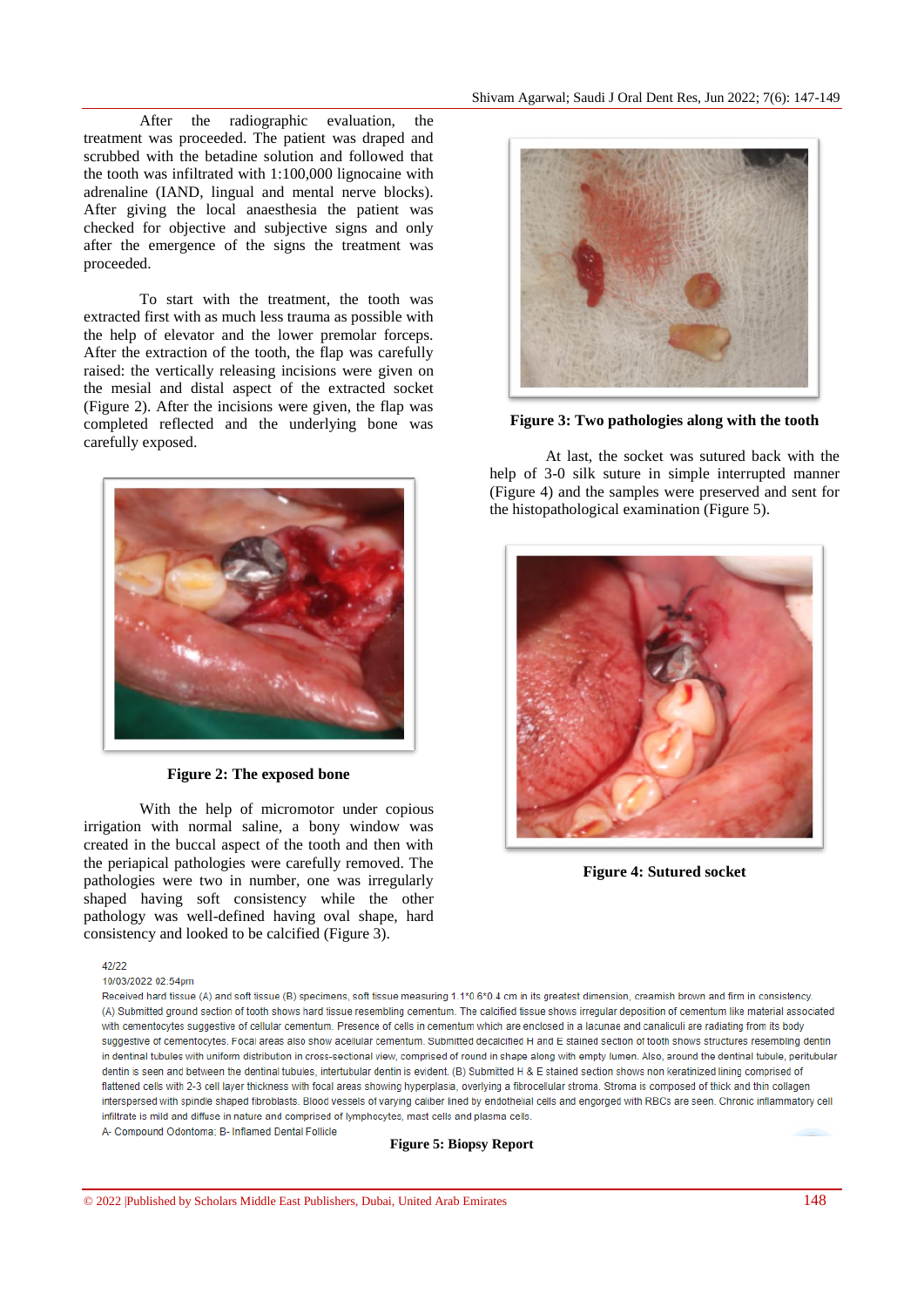After the radiographic evaluation, the treatment was proceeded. The patient was draped and scrubbed with the betadine solution and followed that the tooth was infiltrated with 1:100,000 lignocaine with adrenaline (IAND, lingual and mental nerve blocks). After giving the local anaesthesia the patient was checked for objective and subjective signs and only after the emergence of the signs the treatment was proceeded.

To start with the treatment, the tooth was extracted first with as much less trauma as possible with the help of elevator and the lower premolar forceps. After the extraction of the tooth, the flap was carefully raised: the vertically releasing incisions were given on the mesial and distal aspect of the extracted socket (Figure 2). After the incisions were given, the flap was completed reflected and the underlying bone was carefully exposed.

**Figure 2: The exposed bone**

With the help of micromotor under copious irrigation with normal saline, a bony window was created in the buccal aspect of the tooth and then with the periapical pathologies were carefully removed. The pathologies were two in number, one was irregularly shaped having soft consistency while the other pathology was well-defined having oval shape, hard consistency and looked to be calcified (Figure 3).

**Figure 3: Two pathologies along with the tooth**

At last, the socket was sutured back with the help of 3-0 silk suture in simple interrupted manner (Figure 4) and the samples were preserved and sent for the histopathological examination (Figure 5).

**Figure 4: Sutured socket**

42/22

10/03/2022 02:54pm

Received hard tissue (A) and soft tissue (B) specimens, soft tissue measuring 1.1*0.6*0.4 cm in its greatest dimension, creamish brown and firm in consistency.
(A) Submitted ground section of tooth shows hard tissue resembling cementum. The calcified tissue shows irregular deposition of cementum like material associated with cementocytes suggestive of cellular cementum. Presence of cells in cementum which are enclosed in a lacunae and canaliculi are radiating from its body suggestive of cementocytes. Focal areas also show acellular cementum. Submitted decalcified H and E stained section of tooth shows structures resembling dentin in dentinal tubules with uniform distribution in cross-sectional view, comprised of round in shape along with empty lumen. Also, around the dentinal tubule, peritubular dentin is seen and between the dentinal tubules, intertubular dentin is evident. (B) Submitted H & E stained section shows non keratinized lining comprised of flattened cells with 2-3 cell layer thickness with focal areas showing hyperplasia, overlying a fibrocellular stroma. Stroma is composed of thick and thin collagen interspersed with spindle shaped fibroblasts. Blood vessels of varying caliber lined by endothelial cells and engorged with RBCs are seen. Chronic inflammatory cell infiltrate is mild and diffuse in nature and comprised of lymphocytes, mast cells and plasma cells.

A- Compound Odontoma; B- Inflamed Dental Follicle

**Figure 5: Biopsy Report**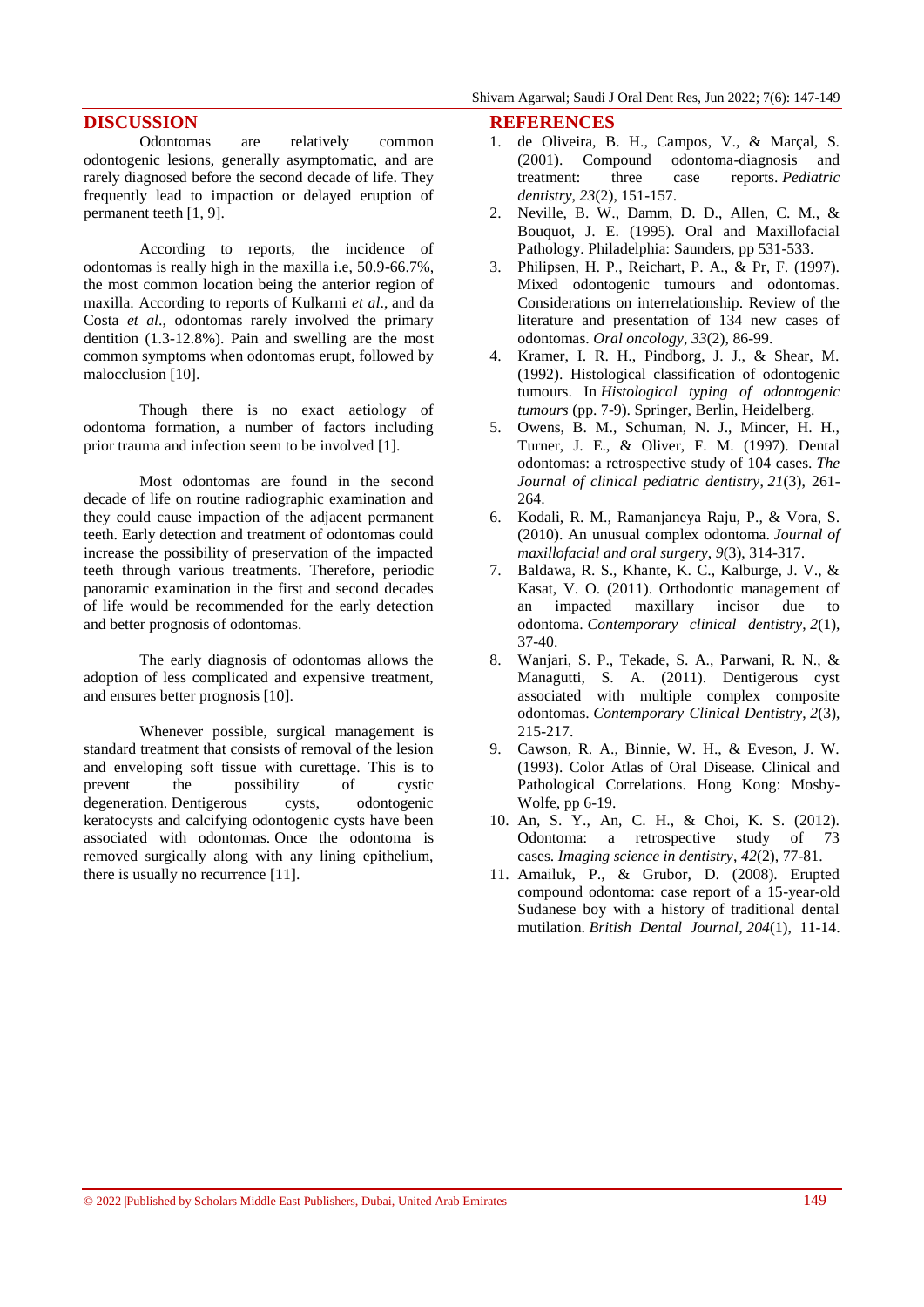## DISCUSSION

Odontomas are relatively common odontogenic lesions, generally asymptomatic, and are rarely diagnosed before the second decade of life. They frequently lead to impaction or delayed eruption of permanent teeth [1, 9].

According to reports, the incidence of odontomas is really high in the maxilla i.e, 50.9-66.7%, the most common location being the anterior region of maxilla. According to reports of Kulkarni *et al*., and da Costa *et al*., odontomas rarely involved the primary dentition (1.3-12.8%). Pain and swelling are the most common symptoms when odontomas erupt, followed by malocclusion [10].

Though there is no exact aetiology of odontoma formation, a number of factors including prior trauma and infection seem to be involved [1].

Most odontomas are found in the second decade of life on routine radiographic examination and they could cause impaction of the adjacent permanent teeth. Early detection and treatment of odontomas could increase the possibility of preservation of the impacted teeth through various treatments. Therefore, periodic panoramic examination in the first and second decades of life would be recommended for the early detection and better prognosis of odontomas.

The early diagnosis of odontomas allows the adoption of less complicated and expensive treatment, and ensures better prognosis [10].

Whenever possible, surgical management is standard treatment that consists of removal of the lesion and enveloping soft tissue with curettage. This is to prevent the possibility of cystic degeneration. Dentigerous cysts, odontogenic keratocysts and calcifying odontogenic cysts have been associated with odontomas. Once the odontoma is removed surgically along with any lining epithelium, there is usually no recurrence [11].

## REFERENCES

1. de Oliveira, B. H., Campos, V., & Marçal, S. (2001). Compound odontoma-diagnosis and treatment: three case reports. *Pediatric dentistry*, *23*(2), 151-157.
2. Neville, B. W., Damm, D. D., Allen, C. M., & Bouquot, J. E. (1995). Oral and Maxillofacial Pathology. Philadelphia: Saunders, pp 531-533.
3. Philipsen, H. P., Reichart, P. A., & Pr, F. (1997). Mixed odontogenic tumours and odontomas. Considerations on interrelationship. Review of the literature and presentation of 134 new cases of odontomas. *Oral oncology*, *33*(2), 86-99.
4. Kramer, I. R. H., Pindborg, J. J., & Shear, M. (1992). Histological classification of odontogenic tumours. In *Histological typing of odontogenic tumours* (pp. 7-9). Springer, Berlin, Heidelberg.
5. Owens, B. M., Schuman, N. J., Mincer, H. H., Turner, J. E., & Oliver, F. M. (1997). Dental odontomas: a retrospective study of 104 cases. *The Journal of clinical pediatric dentistry*, *21*(3), 261-264.
6. Kodali, R. M., Ramanjaneya Raju, P., & Vora, S. (2010). An unusual complex odontoma. *Journal of maxillofacial and oral surgery*, *9*(3), 314-317.
7. Baldawa, R. S., Khante, K. C., Kalburge, J. V., & Kasat, V. O. (2011). Orthodontic management of an impacted maxillary incisor due to odontoma. *Contemporary clinical dentistry*, *2*(1), 37-40.
8. Wanjari, S. P., Tekade, S. A., Parwani, R. N., & Managutti, S. A. (2011). Dentigerous cyst associated with multiple complex composite odontomas. *Contemporary Clinical Dentistry*, *2*(3), 215-217.
9. Cawson, R. A., Binnie, W. H., & Eveson, J. W. (1993). Color Atlas of Oral Disease. Clinical and Pathological Correlations. Hong Kong: Mosby-Wolfe, pp 6-19.
10. An, S. Y., An, C. H., & Choi, K. S. (2012). Odontoma: a retrospective study of 73 cases. *Imaging science in dentistry*, *42*(2), 77-81.
11. Amailuk, P., & Grubor, D. (2008). Erupted compound odontoma: case report of a 15-year-old Sudanese boy with a history of traditional dental mutilation. *British Dental Journal*, *204*(1), 11-14.